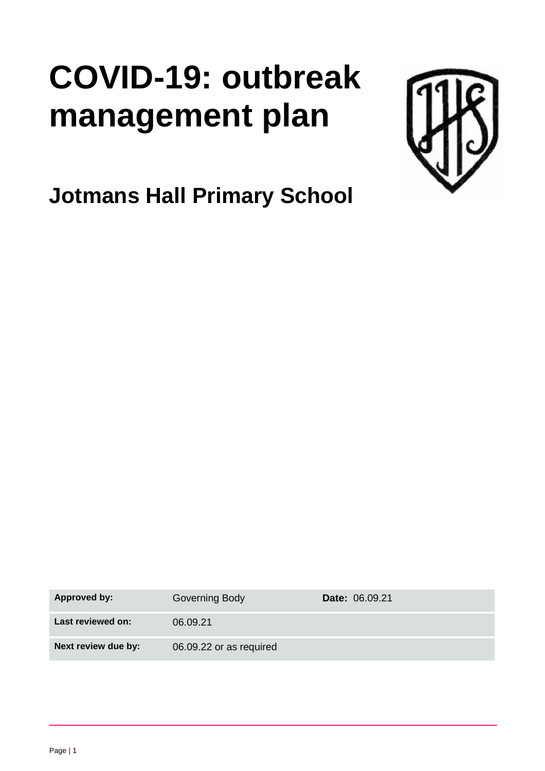# COVID-19: outbreak management plan

## Jotmans Hall Primary School

| Approved by: | Governing Body | Date: 06.09.21 |
|---|---|---|
| Last reviewed on: | 06.09.21 | |
| Next review due by: | 06.09.22 or as required | |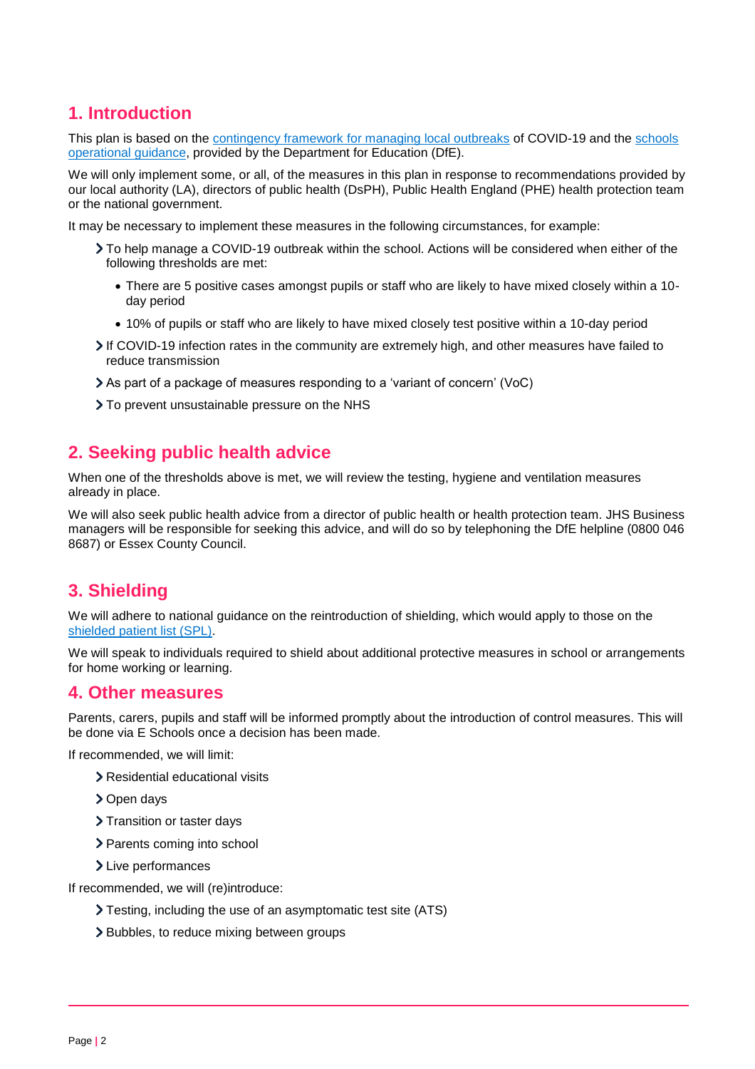## 1. Introduction

This plan is based on the [contingency framework for managing local outbreaks] of COVID-19 and the [schools operational guidance], provided by the Department for Education (DfE).

We will only implement some, or all, of the measures in this plan in response to recommendations provided by our local authority (LA), directors of public health (DsPH), Public Health England (PHE) health protection team or the national government.

It may be necessary to implement these measures in the following circumstances, for example:

- To help manage a COVID-19 outbreak within the school. Actions will be considered when either of the following thresholds are met:
  - There are 5 positive cases amongst pupils or staff who are likely to have mixed closely within a 10-day period
  - 10% of pupils or staff who are likely to have mixed closely test positive within a 10-day period
- If COVID-19 infection rates in the community are extremely high, and other measures have failed to reduce transmission
- As part of a package of measures responding to a 'variant of concern' (VoC)
- To prevent unsustainable pressure on the NHS

## 2. Seeking public health advice

When one of the thresholds above is met, we will review the testing, hygiene and ventilation measures already in place.

We will also seek public health advice from a director of public health or health protection team. JHS Business managers will be responsible for seeking this advice, and will do so by telephoning the DfE helpline (0800 046 8687) or Essex County Council.

## 3. Shielding

We will adhere to national guidance on the reintroduction of shielding, which would apply to those on the [shielded patient list (SPL)].

We will speak to individuals required to shield about additional protective measures in school or arrangements for home working or learning.

## 4. Other measures

Parents, carers, pupils and staff will be informed promptly about the introduction of control measures. This will be done via E Schools once a decision has been made.

If recommended, we will limit:

- Residential educational visits
- Open days
- Transition or taster days
- Parents coming into school
- Live performances

If recommended, we will (re)introduce:

- Testing, including the use of an asymptomatic test site (ATS)
- Bubbles, to reduce mixing between groups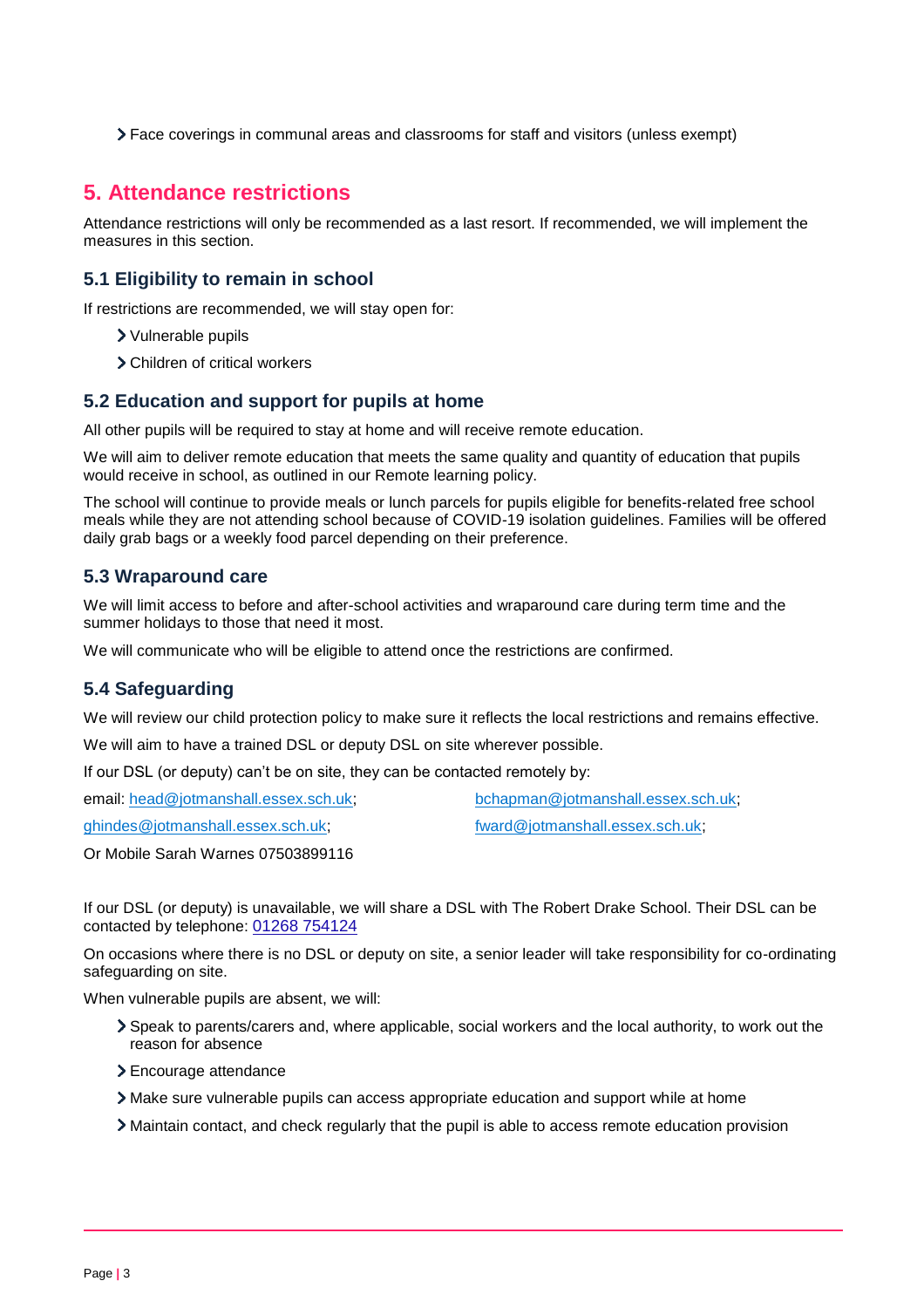- Face coverings in communal areas and classrooms for staff and visitors (unless exempt)

## 5. Attendance restrictions

Attendance restrictions will only be recommended as a last resort. If recommended, we will implement the measures in this section.

### 5.1 Eligibility to remain in school

If restrictions are recommended, we will stay open for:

- Vulnerable pupils
- Children of critical workers

### 5.2 Education and support for pupils at home

All other pupils will be required to stay at home and will receive remote education.

We will aim to deliver remote education that meets the same quality and quantity of education that pupils would receive in school, as outlined in our Remote learning policy.

The school will continue to provide meals or lunch parcels for pupils eligible for benefits-related free school meals while they are not attending school because of COVID-19 isolation guidelines. Families will be offered daily grab bags or a weekly food parcel depending on their preference.

### 5.3 Wraparound care

We will limit access to before and after-school activities and wraparound care during term time and the summer holidays to those that need it most.

We will communicate who will be eligible to attend once the restrictions are confirmed.

### 5.4 Safeguarding

We will review our child protection policy to make sure it reflects the local restrictions and remains effective.

We will aim to have a trained DSL or deputy DSL on site wherever possible.

If our DSL (or deputy) can't be on site, they can be contacted remotely by:

email: head@jotmanshall.essex.sch.uk; bchapman@jotmanshall.essex.sch.uk;

ghindes@jotmanshall.essex.sch.uk; fward@jotmanshall.essex.sch.uk;

Or Mobile Sarah Warnes 07503899116

If our DSL (or deputy) is unavailable, we will share a DSL with The Robert Drake School. Their DSL can be contacted by telephone: 01268 754124

On occasions where there is no DSL or deputy on site, a senior leader will take responsibility for co-ordinating safeguarding on site.

When vulnerable pupils are absent, we will:

- Speak to parents/carers and, where applicable, social workers and the local authority, to work out the reason for absence
- Encourage attendance
- Make sure vulnerable pupils can access appropriate education and support while at home
- Maintain contact, and check regularly that the pupil is able to access remote education provision